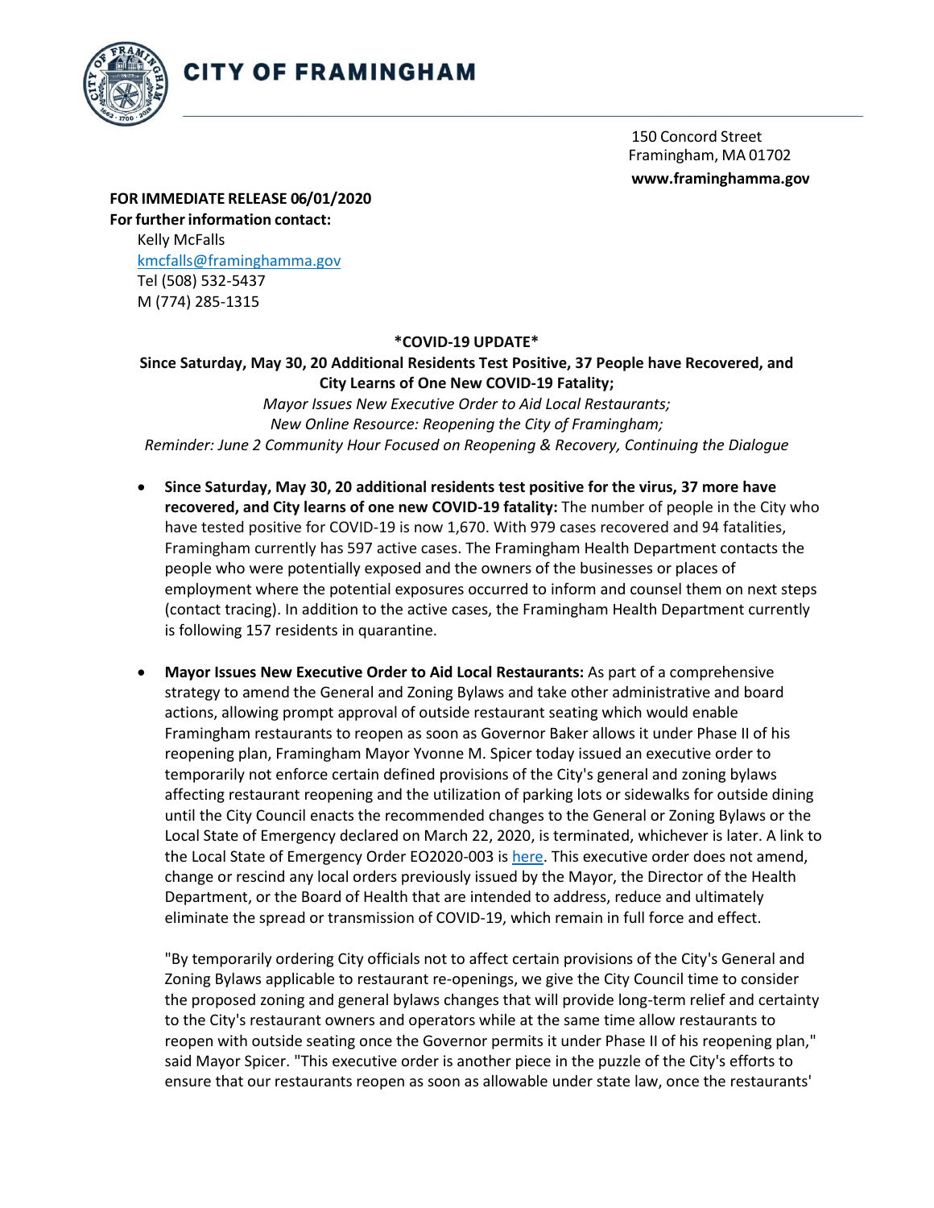# CITY OF FRAMINGHAM

150 Concord Street
Framingham, MA 01702
**www.framinghamma.gov**

**FOR IMMEDIATE RELEASE 06/01/2020**
**For further information contact:**
Kelly McFalls
kmcfalls@framinghamma.gov
Tel (508) 532-5437
M (774) 285-1315

**\*COVID-19 UPDATE\***

**Since Saturday, May 30, 20 Additional Residents Test Positive, 37 People have Recovered, and City Learns of One New COVID-19 Fatality;**
*Mayor Issues New Executive Order to Aid Local Restaurants;*
*New Online Resource: Reopening the City of Framingham;*
*Reminder: June 2 Community Hour Focused on Reopening & Recovery, Continuing the Dialogue*

- **Since Saturday, May 30, 20 additional residents test positive for the virus, 37 more have recovered, and City learns of one new COVID-19 fatality:** The number of people in the City who have tested positive for COVID-19 is now 1,670. With 979 cases recovered and 94 fatalities, Framingham currently has 597 active cases. The Framingham Health Department contacts the people who were potentially exposed and the owners of the businesses or places of employment where the potential exposures occurred to inform and counsel them on next steps (contact tracing). In addition to the active cases, the Framingham Health Department currently is following 157 residents in quarantine.

- **Mayor Issues New Executive Order to Aid Local Restaurants:** As part of a comprehensive strategy to amend the General and Zoning Bylaws and take other administrative and board actions, allowing prompt approval of outside restaurant seating which would enable Framingham restaurants to reopen as soon as Governor Baker allows it under Phase II of his reopening plan, Framingham Mayor Yvonne M. Spicer today issued an executive order to temporarily not enforce certain defined provisions of the City's general and zoning bylaws affecting restaurant reopening and the utilization of parking lots or sidewalks for outside dining until the City Council enacts the recommended changes to the General or Zoning Bylaws or the Local State of Emergency declared on March 22, 2020, is terminated, whichever is later. A link to the Local State of Emergency Order EO2020-003 is here. This executive order does not amend, change or rescind any local orders previously issued by the Mayor, the Director of the Health Department, or the Board of Health that are intended to address, reduce and ultimately eliminate the spread or transmission of COVID-19, which remain in full force and effect.

  "By temporarily ordering City officials not to affect certain provisions of the City's General and Zoning Bylaws applicable to restaurant re-openings, we give the City Council time to consider the proposed zoning and general bylaws changes that will provide long-term relief and certainty to the City's restaurant owners and operators while at the same time allow restaurants to reopen with outside seating once the Governor permits it under Phase II of his reopening plan," said Mayor Spicer. "This executive order is another piece in the puzzle of the City's efforts to ensure that our restaurants reopen as soon as allowable under state law, once the restaurants'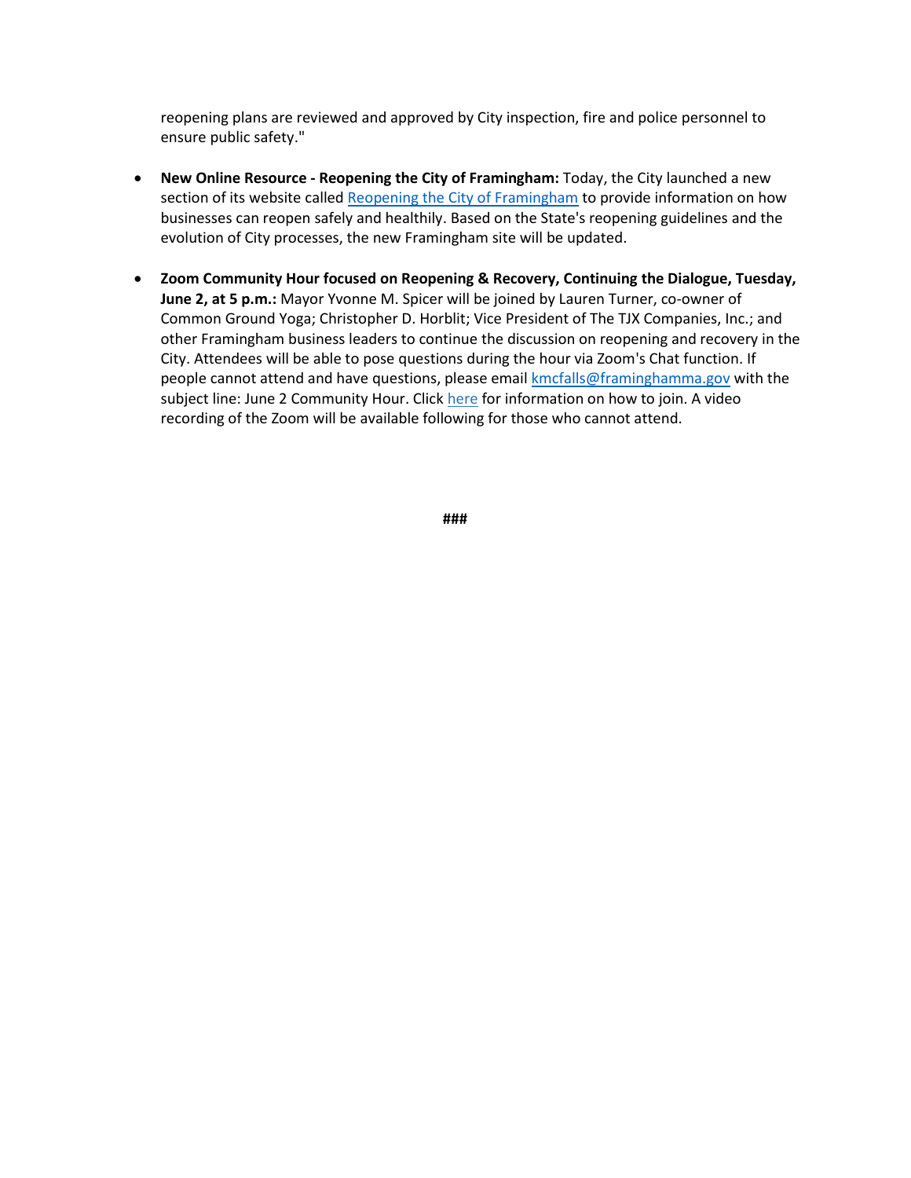reopening plans are reviewed and approved by City inspection, fire and police personnel to ensure public safety."

- **New Online Resource - Reopening the City of Framingham:** Today, the City launched a new section of its website called Reopening the City of Framingham to provide information on how businesses can reopen safely and healthily. Based on the State's reopening guidelines and the evolution of City processes, the new Framingham site will be updated.
- **Zoom Community Hour focused on Reopening & Recovery, Continuing the Dialogue, Tuesday, June 2, at 5 p.m.:** Mayor Yvonne M. Spicer will be joined by Lauren Turner, co-owner of Common Ground Yoga; Christopher D. Horblit; Vice President of The TJX Companies, Inc.; and other Framingham business leaders to continue the discussion on reopening and recovery in the City. Attendees will be able to pose questions during the hour via Zoom's Chat function. If people cannot attend and have questions, please email kmcfalls@framinghamma.gov with the subject line: June 2 Community Hour. Click here for information on how to join. A video recording of the Zoom will be available following for those who cannot attend.

###